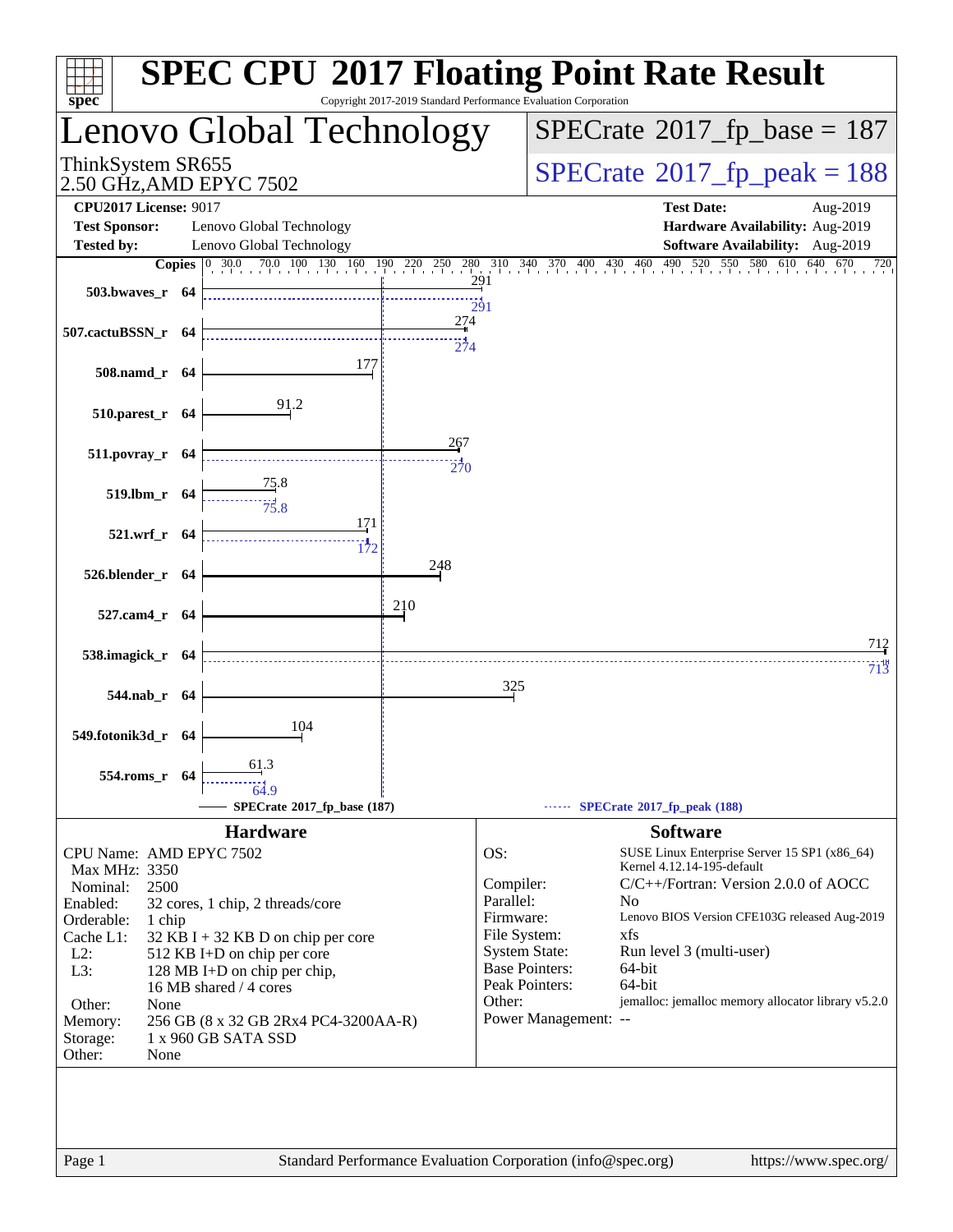# SPEC CPU 2017 Floating Point Rate Result

Copyright 2017-2019 Standard Performance Evaluation Corporation

## Lenovo Global Technology

ThinkSystem SR655
2.50 GHz,AMD EPYC 7502

SPECrate 2017_fp_base = 187

SPECrate 2017_fp_peak = 188

**CPU2017 License:** 9017
**Test Sponsor:** Lenovo Global Technology
**Tested by:** Lenovo Global Technology

**Test Date:** Aug-2019
**Hardware Availability:** Aug-2019
**Software Availability:** Aug-2019

| Benchmark | Copies | Base | Peak |
|---|---|---|---|
| 503.bwaves_r | 64 | 291 | 291 |
| 507.cactuBSSN_r | 64 | 274 | 274 |
| 508.namd_r | 64 | 177 | |
| 510.parest_r | 64 | 91.2 | |
| 511.povray_r | 64 | 267 | 270 |
| 519.lbm_r | 64 | 75.8 | 75.8 |
| 521.wrf_r | 64 | 171 | 172 |
| 526.blender_r | 64 | 248 | |
| 527.cam4_r | 64 | 210 | |
| 538.imagick_r | 64 | 712 | 713 |
| 544.nab_r | 64 | 325 | |
| 549.fotonik3d_r | 64 | 104 | |
| 554.roms_r | 64 | 61.3 | 64.9 |

SPECrate 2017_fp_base (187) —— SPECrate 2017_fp_peak (188)

## Hardware

| | |
|---|---|
| CPU Name: | AMD EPYC 7502 |
| Max MHz: | 3350 |
| Nominal: | 2500 |
| Enabled: | 32 cores, 1 chip, 2 threads/core |
| Orderable: | 1 chip |
| Cache L1: | 32 KB I + 32 KB D on chip per core |
| L2: | 512 KB I+D on chip per core |
| L3: | 128 MB I+D on chip per chip, 16 MB shared / 4 cores |
| Other: | None |
| Memory: | 256 GB (8 x 32 GB 2Rx4 PC4-3200AA-R) |
| Storage: | 1 x 960 GB SATA SSD |
| Other: | None |

## Software

| | |
|---|---|
| OS: | SUSE Linux Enterprise Server 15 SP1 (x86_64) Kernel 4.12.14-195-default |
| Compiler: | C/C++/Fortran: Version 2.0.0 of AOCC |
| Parallel: | No |
| Firmware: | Lenovo BIOS Version CFE103G released Aug-2019 |
| File System: | xfs |
| System State: | Run level 3 (multi-user) |
| Base Pointers: | 64-bit |
| Peak Pointers: | 64-bit |
| Other: | jemalloc: jemalloc memory allocator library v5.2.0 |
| Power Management: | -- |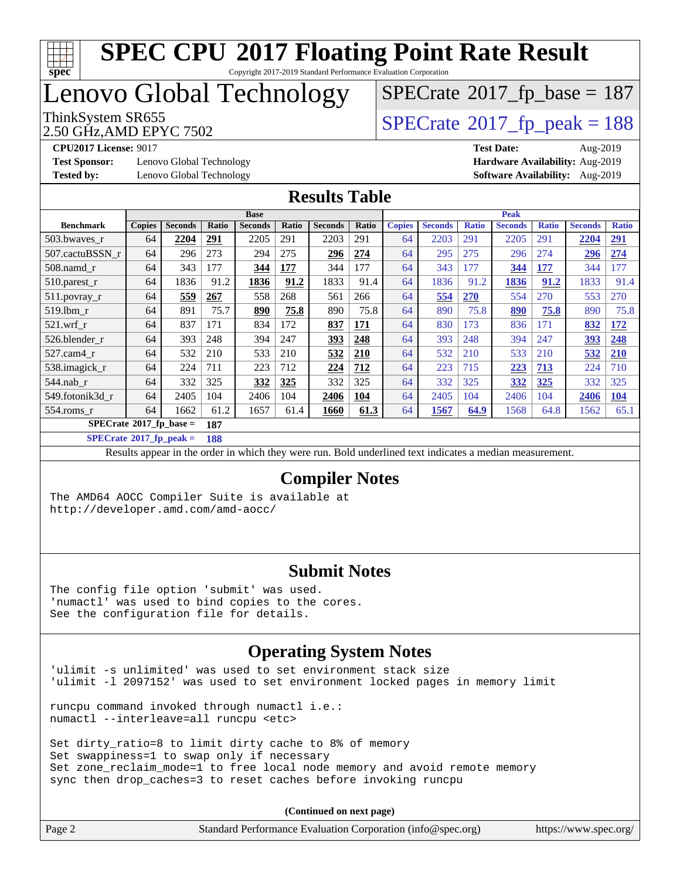# SPEC CPU 2017 Floating Point Rate Result

Copyright 2017-2019 Standard Performance Evaluation Corporation

# Lenovo Global Technology

ThinkSystem SR655
2.50 GHz,AMD EPYC 7502

SPECrate 2017_fp_base = 187

SPECrate 2017_fp_peak = 188

**CPU2017 License:** 9017
**Test Sponsor:** Lenovo Global Technology
**Tested by:** Lenovo Global Technology

**Test Date:** Aug-2019
**Hardware Availability:** Aug-2019
**Software Availability:** Aug-2019

## Results Table

| Benchmark | Base | | | | | | | Peak | | | | | | |
|---|---|---|---|---|---|---|---|---|---|---|---|---|---|---|
| | Copies | Seconds | Ratio | Seconds | Ratio | Seconds | Ratio | Copies | Seconds | Ratio | Seconds | Ratio | Seconds | Ratio |
| 503.bwaves_r | 64 | **2204** | **291** | 2205 | 291 | 2203 | 291 | 64 | 2203 | 291 | 2205 | 291 | **2204** | **291** |
| 507.cactuBSSN_r | 64 | 296 | 273 | 294 | 275 | **296** | **274** | 64 | 295 | 275 | 296 | 274 | **296** | **274** |
| 508.namd_r | 64 | 343 | 177 | **344** | **177** | 344 | 177 | 64 | 343 | 177 | **344** | **177** | 344 | 177 |
| 510.parest_r | 64 | 1836 | 91.2 | **1836** | **91.2** | 1833 | 91.4 | 64 | 1836 | 91.2 | **1836** | **91.2** | 1833 | 91.4 |
| 511.povray_r | 64 | **559** | **267** | 558 | 268 | 561 | 266 | 64 | **554** | **270** | 554 | 270 | 553 | 270 |
| 519.lbm_r | 64 | 891 | 75.7 | **890** | **75.8** | 890 | 75.8 | 64 | 890 | 75.8 | **890** | **75.8** | 890 | 75.8 |
| 521.wrf_r | 64 | 837 | 171 | 834 | 172 | **837** | **171** | 64 | 830 | 173 | 836 | 171 | **832** | **172** |
| 526.blender_r | 64 | 393 | 248 | 394 | 247 | **393** | **248** | 64 | 393 | 248 | 394 | 247 | **393** | **248** |
| 527.cam4_r | 64 | 532 | 210 | 533 | 210 | **532** | **210** | 64 | 532 | 210 | 533 | 210 | **532** | **210** |
| 538.imagick_r | 64 | 224 | 711 | 223 | 712 | **224** | **712** | 64 | 223 | 715 | **223** | **713** | 224 | 710 |
| 544.nab_r | 64 | 332 | 325 | **332** | **325** | 332 | 325 | 64 | 332 | 325 | **332** | **325** | 332 | 325 |
| 549.fotonik3d_r | 64 | 2405 | 104 | 2406 | 104 | **2406** | **104** | 64 | 2405 | 104 | 2406 | 104 | **2406** | **104** |
| 554.roms_r | 64 | 1662 | 61.2 | 1657 | 61.4 | **1660** | **61.3** | 64 | **1567** | **64.9** | 1568 | 64.8 | 1562 | 65.1 |

**SPECrate 2017_fp_base = 187**

**SPECrate 2017_fp_peak = 188**

Results appear in the order in which they were run. Bold underlined text indicates a median measurement.

## Compiler Notes

```
The AMD64 AOCC Compiler Suite is available at
http://developer.amd.com/amd-aocc/
```

## Submit Notes

```
The config file option 'submit' was used.
'numactl' was used to bind copies to the cores.
See the configuration file for details.
```

## Operating System Notes

```
'ulimit -s unlimited' was used to set environment stack size
'ulimit -l 2097152' was used to set environment locked pages in memory limit

runcpu command invoked through numactl i.e.:
numactl --interleave=all runcpu <etc>

Set dirty_ratio=8 to limit dirty cache to 8% of memory
Set swappiness=1 to swap only if necessary
Set zone_reclaim_mode=1 to free local node memory and avoid remote memory
sync then drop_caches=3 to reset caches before invoking runcpu
```

**(Continued on next page)**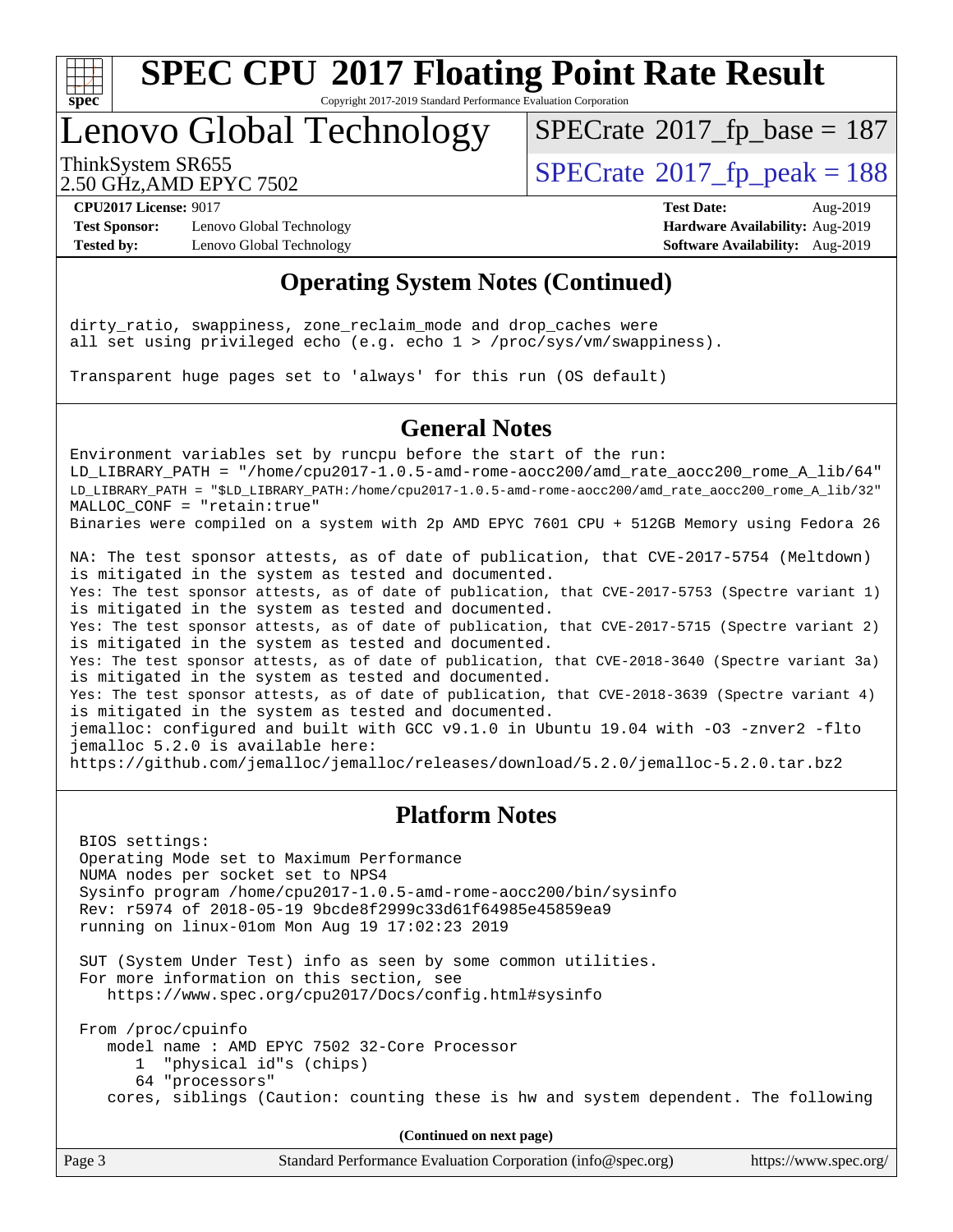# SPEC CPU 2017 Floating Point Rate Result

Copyright 2017-2019 Standard Performance Evaluation Corporation

## Lenovo Global Technology

ThinkSystem SR655
2.50 GHz,AMD EPYC 7502

SPECrate 2017_fp_base = 187

SPECrate 2017_fp_peak = 188

**CPU2017 License:** 9017
**Test Sponsor:** Lenovo Global Technology
**Tested by:** Lenovo Global Technology

**Test Date:** Aug-2019
**Hardware Availability:** Aug-2019
**Software Availability:** Aug-2019

## Operating System Notes (Continued)

```
dirty_ratio, swappiness, zone_reclaim_mode and drop_caches were
all set using privileged echo (e.g. echo 1 > /proc/sys/vm/swappiness).

Transparent huge pages set to 'always' for this run (OS default)
```

## General Notes

```
Environment variables set by runcpu before the start of the run:
LD_LIBRARY_PATH = "/home/cpu2017-1.0.5-amd-rome-aocc200/amd_rate_aocc200_rome_A_lib/64"
LD_LIBRARY_PATH = "$LD_LIBRARY_PATH:/home/cpu2017-1.0.5-amd-rome-aocc200/amd_rate_aocc200_rome_A_lib/32"
MALLOC_CONF = "retain:true"
Binaries were compiled on a system with 2p AMD EPYC 7601 CPU + 512GB Memory using Fedora 26

NA: The test sponsor attests, as of date of publication, that CVE-2017-5754 (Meltdown)
is mitigated in the system as tested and documented.
Yes: The test sponsor attests, as of date of publication, that CVE-2017-5753 (Spectre variant 1)
is mitigated in the system as tested and documented.
Yes: The test sponsor attests, as of date of publication, that CVE-2017-5715 (Spectre variant 2)
is mitigated in the system as tested and documented.
Yes: The test sponsor attests, as of date of publication, that CVE-2018-3640 (Spectre variant 3a)
is mitigated in the system as tested and documented.
Yes: The test sponsor attests, as of date of publication, that CVE-2018-3639 (Spectre variant 4)
is mitigated in the system as tested and documented.
jemalloc: configured and built with GCC v9.1.0 in Ubuntu 19.04 with -O3 -znver2 -flto
jemalloc 5.2.0 is available here:
https://github.com/jemalloc/jemalloc/releases/download/5.2.0/jemalloc-5.2.0.tar.bz2
```

## Platform Notes

```
BIOS settings:
Operating Mode set to Maximum Performance
NUMA nodes per socket set to NPS4
Sysinfo program /home/cpu2017-1.0.5-amd-rome-aocc200/bin/sysinfo
Rev: r5974 of 2018-05-19 9bcde8f2999c33d61f64985e45859ea9
running on linux-01om Mon Aug 19 17:02:23 2019

SUT (System Under Test) info as seen by some common utilities.
For more information on this section, see
   https://www.spec.org/cpu2017/Docs/config.html#sysinfo

From /proc/cpuinfo
   model name : AMD EPYC 7502 32-Core Processor
      1  "physical id"s (chips)
      64 "processors"
   cores, siblings (Caution: counting these is hw and system dependent. The following
```

(Continued on next page)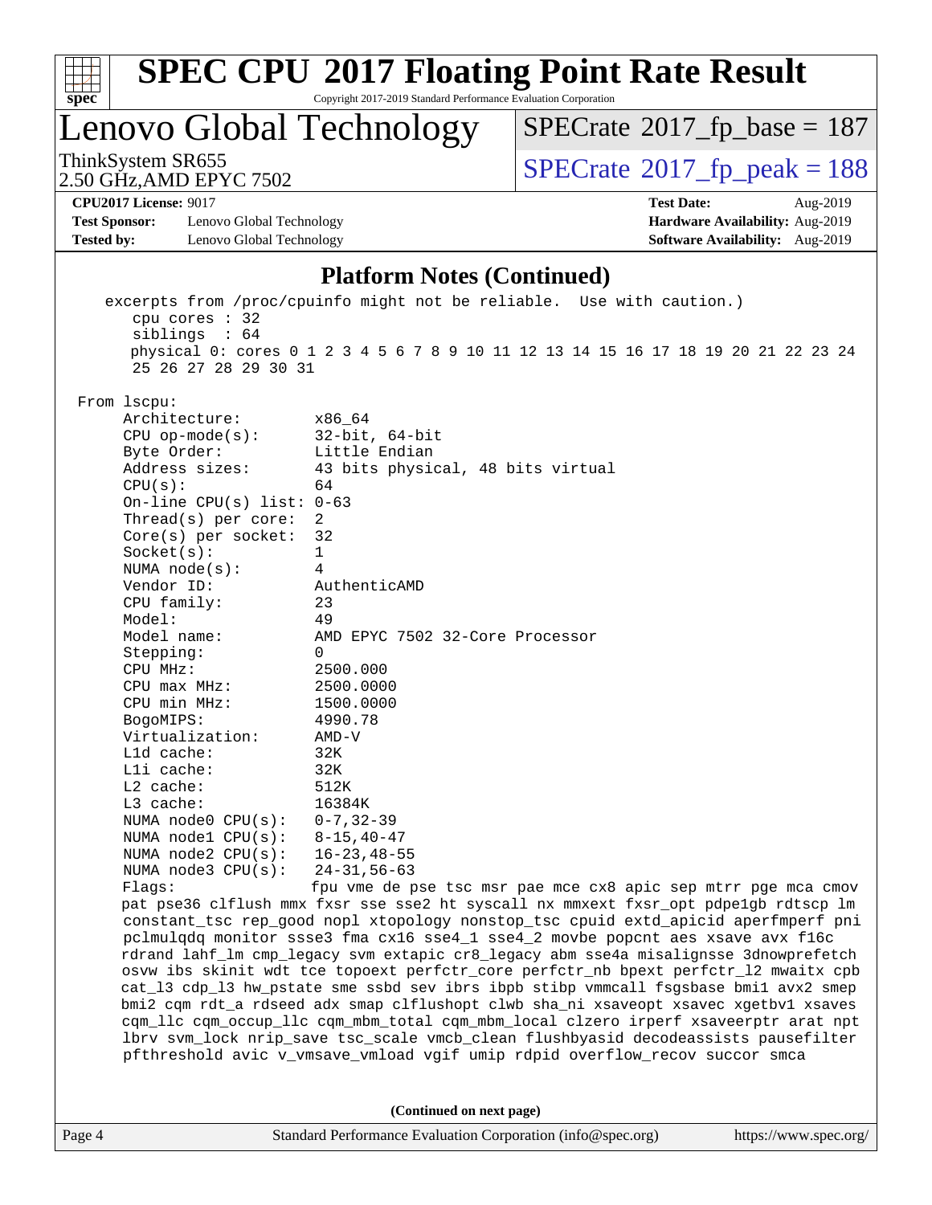# SPEC CPU 2017 Floating Point Rate Result

Copyright 2017-2019 Standard Performance Evaluation Corporation

## Lenovo Global Technology

ThinkSystem SR655
2.50 GHz,AMD EPYC 7502

SPECrate 2017_fp_base = 187

SPECrate 2017_fp_peak = 188

**CPU2017 License:** 9017
**Test Sponsor:** Lenovo Global Technology
**Tested by:** Lenovo Global Technology

**Test Date:** Aug-2019
**Hardware Availability:** Aug-2019
**Software Availability:** Aug-2019

### Platform Notes (Continued)

```
    excerpts from /proc/cpuinfo might not be reliable.  Use with caution.)
       cpu cores : 32
       siblings  : 64
       physical 0: cores 0 1 2 3 4 5 6 7 8 9 10 11 12 13 14 15 16 17 18 19 20 21 22 23 24
       25 26 27 28 29 30 31

 From lscpu:
      Architecture:        x86_64
      CPU op-mode(s):      32-bit, 64-bit
      Byte Order:          Little Endian
      Address sizes:       43 bits physical, 48 bits virtual
      CPU(s):              64
      On-line CPU(s) list: 0-63
      Thread(s) per core:  2
      Core(s) per socket:  32
      Socket(s):           1
      NUMA node(s):        4
      Vendor ID:           AuthenticAMD
      CPU family:          23
      Model:               49
      Model name:          AMD EPYC 7502 32-Core Processor
      Stepping:            0
      CPU MHz:             2500.000
      CPU max MHz:         2500.0000
      CPU min MHz:         1500.0000
      BogoMIPS:            4990.78
      Virtualization:      AMD-V
      L1d cache:           32K
      L1i cache:           32K
      L2 cache:            512K
      L3 cache:            16384K
      NUMA node0 CPU(s):   0-7,32-39
      NUMA node1 CPU(s):   8-15,40-47
      NUMA node2 CPU(s):   16-23,48-55
      NUMA node3 CPU(s):   24-31,56-63
      Flags:               fpu vme de pse tsc msr pae mce cx8 apic sep mtrr pge mca cmov
      pat pse36 clflush mmx fxsr sse sse2 ht syscall nx mmxext fxsr_opt pdpe1gb rdtscp lm
      constant_tsc rep_good nopl xtopology nonstop_tsc cpuid extd_apicid aperfmperf pni
      pclmulqdq monitor ssse3 fma cx16 sse4_1 sse4_2 movbe popcnt aes xsave avx f16c
      rdrand lahf_lm cmp_legacy svm extapic cr8_legacy abm sse4a misalignsse 3dnowprefetch
      osvw ibs skinit wdt tce topoext perfctr_core perfctr_nb bpext perfctr_l2 mwaitx cpb
      cat_l3 cdp_l3 hw_pstate sme ssbd sev ibrs ibpb stibp vmmcall fsgsbase bmi1 avx2 smep
      bmi2 cqm rdt_a rdseed adx smap clflushopt clwb sha_ni xsaveopt xsavec xgetbv1 xsaves
      cqm_llc cqm_occup_llc cqm_mbm_total cqm_mbm_local clzero irperf xsaveerptr arat npt
      lbrv svm_lock nrip_save tsc_scale vmcb_clean flushbyasid decodeassists pausefilter
      pfthreshold avic v_vmsave_vmload vgif umip rdpid overflow_recov succor smca
```

**(Continued on next page)**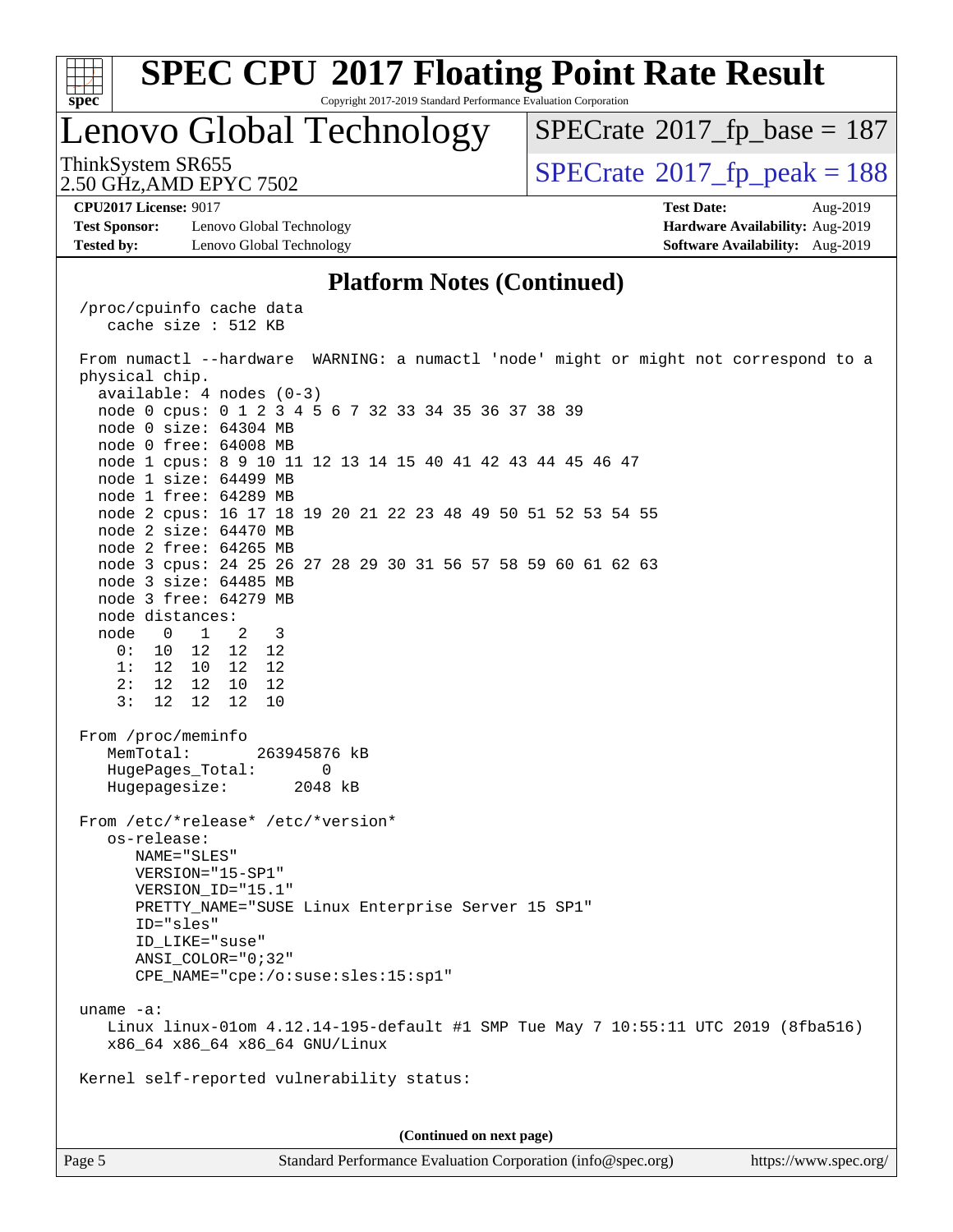## Platform Notes (Continued)

```
/proc/cpuinfo cache data
   cache size : 512 KB

From numactl --hardware  WARNING: a numactl 'node' might or might not correspond to a
physical chip.
  available: 4 nodes (0-3)
  node 0 cpus: 0 1 2 3 4 5 6 7 32 33 34 35 36 37 38 39
  node 0 size: 64304 MB
  node 0 free: 64008 MB
  node 1 cpus: 8 9 10 11 12 13 14 15 40 41 42 43 44 45 46 47
  node 1 size: 64499 MB
  node 1 free: 64289 MB
  node 2 cpus: 16 17 18 19 20 21 22 23 48 49 50 51 52 53 54 55
  node 2 size: 64470 MB
  node 2 free: 64265 MB
  node 3 cpus: 24 25 26 27 28 29 30 31 56 57 58 59 60 61 62 63
  node 3 size: 64485 MB
  node 3 free: 64279 MB
  node distances:
  node   0   1   2   3
    0:  10  12  12  12
    1:  12  10  12  12
    2:  12  12  10  12
    3:  12  12  12  10

From /proc/meminfo
   MemTotal:       263945876 kB
   HugePages_Total:       0
   Hugepagesize:       2048 kB

From /etc/*release* /etc/*version*
   os-release:
      NAME="SLES"
      VERSION="15-SP1"
      VERSION_ID="15.1"
      PRETTY_NAME="SUSE Linux Enterprise Server 15 SP1"
      ID="sles"
      ID_LIKE="suse"
      ANSI_COLOR="0;32"
      CPE_NAME="cpe:/o:suse:sles:15:sp1"

uname -a:
   Linux linux-01om 4.12.14-195-default #1 SMP Tue May 7 10:55:11 UTC 2019 (8fba516)
   x86_64 x86_64 x86_64 GNU/Linux

Kernel self-reported vulnerability status:
```

**(Continued on next page)**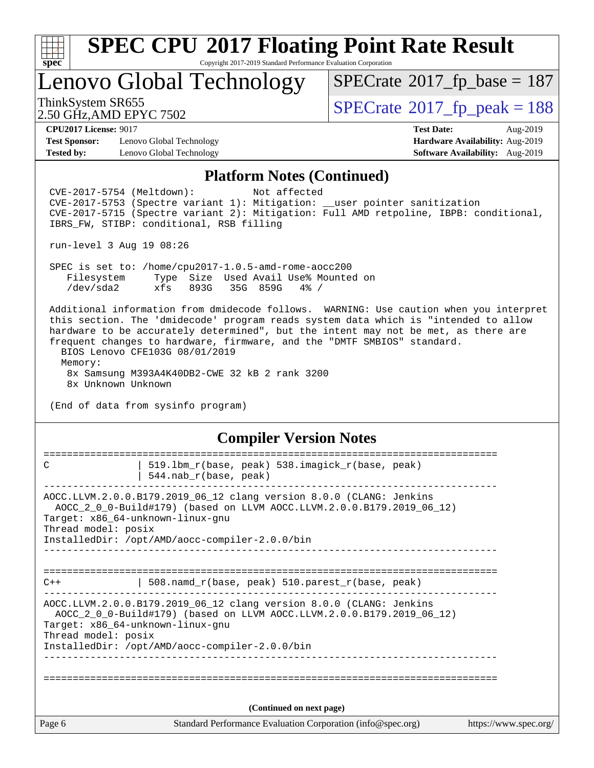# SPEC CPU 2017 Floating Point Rate Result

Copyright 2017-2019 Standard Performance Evaluation Corporation

## Lenovo Global Technology

ThinkSystem SR655
2.50 GHz,AMD EPYC 7502

SPECrate 2017_fp_base = 187

SPECrate 2017_fp_peak = 188

**CPU2017 License:** 9017
**Test Sponsor:** Lenovo Global Technology
**Tested by:** Lenovo Global Technology

**Test Date:** Aug-2019
**Hardware Availability:** Aug-2019
**Software Availability:** Aug-2019

### Platform Notes (Continued)

```
CVE-2017-5754 (Meltdown):          Not affected
CVE-2017-5753 (Spectre variant 1): Mitigation: __user pointer sanitization
CVE-2017-5715 (Spectre variant 2): Mitigation: Full AMD retpoline, IBPB: conditional,
IBRS_FW, STIBP: conditional, RSB filling

run-level 3 Aug 19 08:26

SPEC is set to: /home/cpu2017-1.0.5-amd-rome-aocc200
   Filesystem     Type  Size  Used Avail Use% Mounted on
   /dev/sda2      xfs   893G   35G  859G   4% /

Additional information from dmidecode follows.  WARNING: Use caution when you interpret
this section. The 'dmidecode' program reads system data which is "intended to allow
hardware to be accurately determined", but the intent may not be met, as there are
frequent changes to hardware, firmware, and the "DMTF SMBIOS" standard.
  BIOS Lenovo CFE103G 08/01/2019
  Memory:
    8x Samsung M393A4K40DB2-CWE 32 kB 2 rank 3200
    8x Unknown Unknown

(End of data from sysinfo program)
```

### Compiler Version Notes

```
==============================================================================
C               | 519.lbm_r(base, peak) 538.imagick_r(base, peak)
                | 544.nab_r(base, peak)
------------------------------------------------------------------------------
AOCC.LLVM.2.0.0.B179.2019_06_12 clang version 8.0.0 (CLANG: Jenkins
  AOCC_2_0_0-Build#179) (based on LLVM AOCC.LLVM.2.0.0.B179.2019_06_12)
Target: x86_64-unknown-linux-gnu
Thread model: posix
InstalledDir: /opt/AMD/aocc-compiler-2.0.0/bin
------------------------------------------------------------------------------

==============================================================================
C++             | 508.namd_r(base, peak) 510.parest_r(base, peak)
------------------------------------------------------------------------------
AOCC.LLVM.2.0.0.B179.2019_06_12 clang version 8.0.0 (CLANG: Jenkins
  AOCC_2_0_0-Build#179) (based on LLVM AOCC.LLVM.2.0.0.B179.2019_06_12)
Target: x86_64-unknown-linux-gnu
Thread model: posix
InstalledDir: /opt/AMD/aocc-compiler-2.0.0/bin
------------------------------------------------------------------------------

==============================================================================
```

**(Continued on next page)**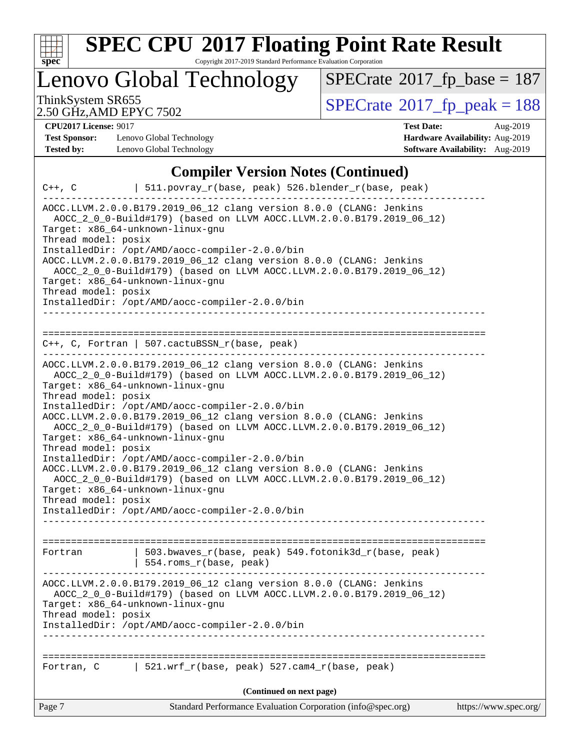# SPEC CPU 2017 Floating Point Rate Result

Copyright 2017-2019 Standard Performance Evaluation Corporation

## Lenovo Global Technology

ThinkSystem SR655
2.50 GHz,AMD EPYC 7502

SPECrate 2017_fp_base = 187

SPECrate 2017_fp_peak = 188

**CPU2017 License:** 9017
**Test Sponsor:** Lenovo Global Technology
**Tested by:** Lenovo Global Technology

**Test Date:** Aug-2019
**Hardware Availability:** Aug-2019
**Software Availability:** Aug-2019

### Compiler Version Notes (Continued)

```
C++, C          | 511.povray_r(base, peak) 526.blender_r(base, peak)
------------------------------------------------------------------------------
AOCC.LLVM.2.0.0.B179.2019_06_12 clang version 8.0.0 (CLANG: Jenkins
  AOCC_2_0_0-Build#179) (based on LLVM AOCC.LLVM.2.0.0.B179.2019_06_12)
Target: x86_64-unknown-linux-gnu
Thread model: posix
InstalledDir: /opt/AMD/aocc-compiler-2.0.0/bin
AOCC.LLVM.2.0.0.B179.2019_06_12 clang version 8.0.0 (CLANG: Jenkins
  AOCC_2_0_0-Build#179) (based on LLVM AOCC.LLVM.2.0.0.B179.2019_06_12)
Target: x86_64-unknown-linux-gnu
Thread model: posix
InstalledDir: /opt/AMD/aocc-compiler-2.0.0/bin
------------------------------------------------------------------------------

==============================================================================
C++, C, Fortran | 507.cactuBSSN_r(base, peak)
------------------------------------------------------------------------------
AOCC.LLVM.2.0.0.B179.2019_06_12 clang version 8.0.0 (CLANG: Jenkins
  AOCC_2_0_0-Build#179) (based on LLVM AOCC.LLVM.2.0.0.B179.2019_06_12)
Target: x86_64-unknown-linux-gnu
Thread model: posix
InstalledDir: /opt/AMD/aocc-compiler-2.0.0/bin
AOCC.LLVM.2.0.0.B179.2019_06_12 clang version 8.0.0 (CLANG: Jenkins
  AOCC_2_0_0-Build#179) (based on LLVM AOCC.LLVM.2.0.0.B179.2019_06_12)
Target: x86_64-unknown-linux-gnu
Thread model: posix
InstalledDir: /opt/AMD/aocc-compiler-2.0.0/bin
AOCC.LLVM.2.0.0.B179.2019_06_12 clang version 8.0.0 (CLANG: Jenkins
  AOCC_2_0_0-Build#179) (based on LLVM AOCC.LLVM.2.0.0.B179.2019_06_12)
Target: x86_64-unknown-linux-gnu
Thread model: posix
InstalledDir: /opt/AMD/aocc-compiler-2.0.0/bin
------------------------------------------------------------------------------

==============================================================================
Fortran         | 503.bwaves_r(base, peak) 549.fotonik3d_r(base, peak)
                | 554.roms_r(base, peak)
------------------------------------------------------------------------------
AOCC.LLVM.2.0.0.B179.2019_06_12 clang version 8.0.0 (CLANG: Jenkins
  AOCC_2_0_0-Build#179) (based on LLVM AOCC.LLVM.2.0.0.B179.2019_06_12)
Target: x86_64-unknown-linux-gnu
Thread model: posix
InstalledDir: /opt/AMD/aocc-compiler-2.0.0/bin
------------------------------------------------------------------------------

==============================================================================
Fortran, C      | 521.wrf_r(base, peak) 527.cam4_r(base, peak)
```

**(Continued on next page)**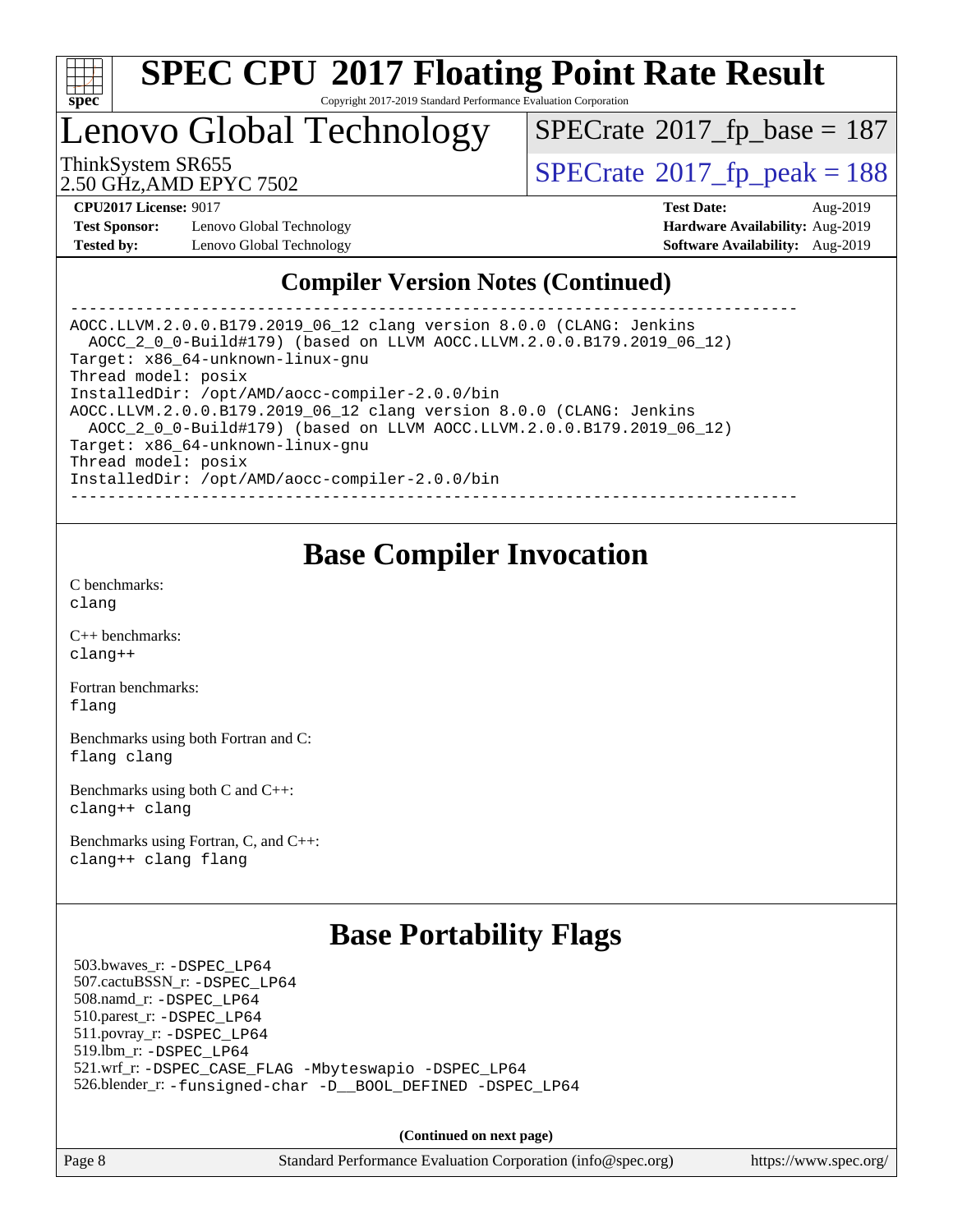# SPEC CPU 2017 Floating Point Rate Result

Copyright 2017-2019 Standard Performance Evaluation Corporation

## Lenovo Global Technology

ThinkSystem SR655
2.50 GHz,AMD EPYC 7502

SPECrate 2017_fp_base = 187

SPECrate 2017_fp_peak = 188

**CPU2017 License:** 9017
**Test Sponsor:** Lenovo Global Technology
**Tested by:** Lenovo Global Technology

**Test Date:** Aug-2019
**Hardware Availability:** Aug-2019
**Software Availability:** Aug-2019

## Compiler Version Notes (Continued)

```
------------------------------------------------------------------------------
AOCC.LLVM.2.0.0.B179.2019_06_12 clang version 8.0.0 (CLANG: Jenkins
  AOCC_2_0_0-Build#179) (based on LLVM AOCC.LLVM.2.0.0.B179.2019_06_12)
Target: x86_64-unknown-linux-gnu
Thread model: posix
InstalledDir: /opt/AMD/aocc-compiler-2.0.0/bin
AOCC.LLVM.2.0.0.B179.2019_06_12 clang version 8.0.0 (CLANG: Jenkins
  AOCC_2_0_0-Build#179) (based on LLVM AOCC.LLVM.2.0.0.B179.2019_06_12)
Target: x86_64-unknown-linux-gnu
Thread model: posix
InstalledDir: /opt/AMD/aocc-compiler-2.0.0/bin
------------------------------------------------------------------------------
```

## Base Compiler Invocation

C benchmarks:
clang

C++ benchmarks:
clang++

Fortran benchmarks:
flang

Benchmarks using both Fortran and C:
flang clang

Benchmarks using both C and C++:
clang++ clang

Benchmarks using Fortran, C, and C++:
clang++ clang flang

## Base Portability Flags

503.bwaves_r: -DSPEC_LP64
507.cactuBSSN_r: -DSPEC_LP64
508.namd_r: -DSPEC_LP64
510.parest_r: -DSPEC_LP64
511.povray_r: -DSPEC_LP64
519.lbm_r: -DSPEC_LP64
521.wrf_r: -DSPEC_CASE_FLAG -Mbyteswapio -DSPEC_LP64
526.blender_r: -funsigned-char -D__BOOL_DEFINED -DSPEC_LP64

**(Continued on next page)**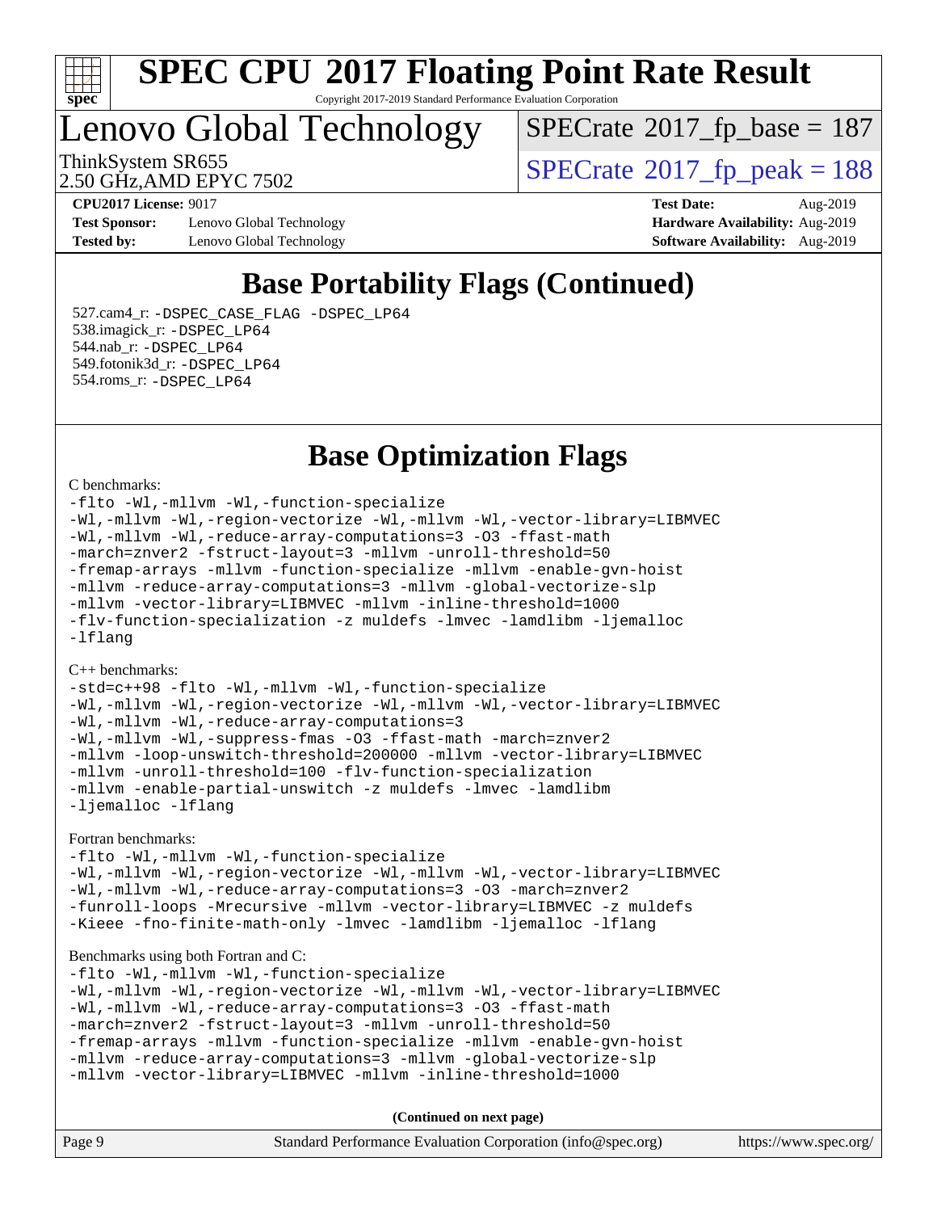# SPEC CPU 2017 Floating Point Rate Result

Copyright 2017-2019 Standard Performance Evaluation Corporation

# Lenovo Global Technology

ThinkSystem SR655
2.50 GHz,AMD EPYC 7502

SPECrate 2017_fp_base = 187
SPECrate 2017_fp_peak = 188

**CPU2017 License:** 9017
**Test Sponsor:** Lenovo Global Technology
**Tested by:** Lenovo Global Technology

**Test Date:** Aug-2019
**Hardware Availability:** Aug-2019
**Software Availability:** Aug-2019

## Base Portability Flags (Continued)

527.cam4_r: `-DSPEC_CASE_FLAG -DSPEC_LP64`
538.imagick_r: `-DSPEC_LP64`
544.nab_r: `-DSPEC_LP64`
549.fotonik3d_r: `-DSPEC_LP64`
554.roms_r: `-DSPEC_LP64`

## Base Optimization Flags

C benchmarks:

```
-flto -Wl,-mllvm -Wl,-function-specialize
-Wl,-mllvm -Wl,-region-vectorize -Wl,-mllvm -Wl,-vector-library=LIBMVEC
-Wl,-mllvm -Wl,-reduce-array-computations=3 -O3 -ffast-math
-march=znver2 -fstruct-layout=3 -mllvm -unroll-threshold=50
-fremap-arrays -mllvm -function-specialize -mllvm -enable-gvn-hoist
-mllvm -reduce-array-computations=3 -mllvm -global-vectorize-slp
-mllvm -vector-library=LIBMVEC -mllvm -inline-threshold=1000
-flv-function-specialization -z muldefs -lmvec -lamdlibm -ljemalloc
-lflang
```

C++ benchmarks:

```
-std=c++98 -flto -Wl,-mllvm -Wl,-function-specialize
-Wl,-mllvm -Wl,-region-vectorize -Wl,-mllvm -Wl,-vector-library=LIBMVEC
-Wl,-mllvm -Wl,-reduce-array-computations=3
-Wl,-mllvm -Wl,-suppress-fmas -O3 -ffast-math -march=znver2
-mllvm -loop-unswitch-threshold=200000 -mllvm -vector-library=LIBMVEC
-mllvm -unroll-threshold=100 -flv-function-specialization
-mllvm -enable-partial-unswitch -z muldefs -lmvec -lamdlibm
-ljemalloc -lflang
```

Fortran benchmarks:

```
-flto -Wl,-mllvm -Wl,-function-specialize
-Wl,-mllvm -Wl,-region-vectorize -Wl,-mllvm -Wl,-vector-library=LIBMVEC
-Wl,-mllvm -Wl,-reduce-array-computations=3 -O3 -march=znver2
-funroll-loops -Mrecursive -mllvm -vector-library=LIBMVEC -z muldefs
-Kieee -fno-finite-math-only -lmvec -lamdlibm -ljemalloc -lflang
```

Benchmarks using both Fortran and C:

```
-flto -Wl,-mllvm -Wl,-function-specialize
-Wl,-mllvm -Wl,-region-vectorize -Wl,-mllvm -Wl,-vector-library=LIBMVEC
-Wl,-mllvm -Wl,-reduce-array-computations=3 -O3 -ffast-math
-march=znver2 -fstruct-layout=3 -mllvm -unroll-threshold=50
-fremap-arrays -mllvm -function-specialize -mllvm -enable-gvn-hoist
-mllvm -reduce-array-computations=3 -mllvm -global-vectorize-slp
-mllvm -vector-library=LIBMVEC -mllvm -inline-threshold=1000
```

**(Continued on next page)**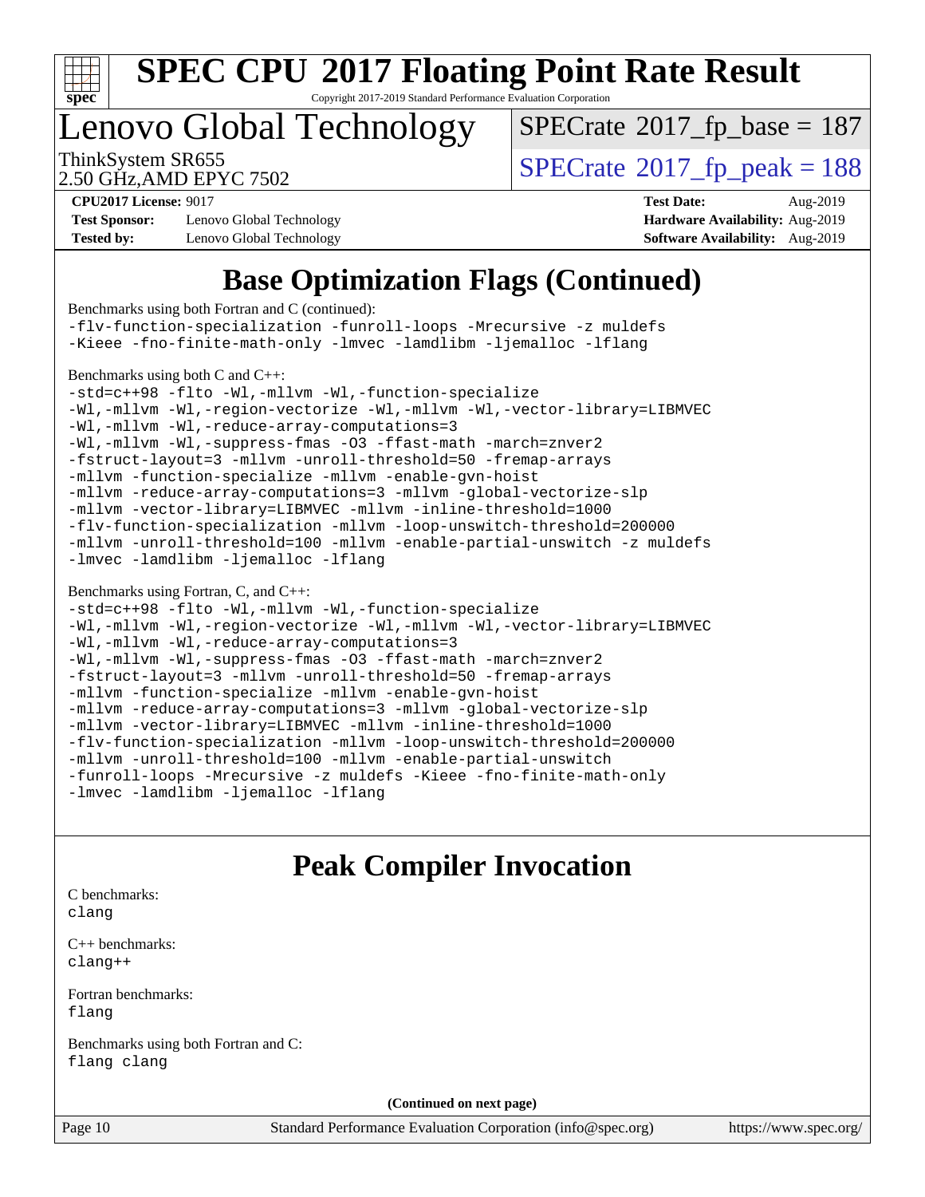## Base Optimization Flags (Continued)

Benchmarks using both Fortran and C (continued):

```
-flv-function-specialization -funroll-loops -Mrecursive -z muldefs
-Kieee -fno-finite-math-only -lmvec -lamdlibm -ljemalloc -lflang
```

Benchmarks using both C and C++:

```
-std=c++98 -flto -Wl,-mllvm -Wl,-function-specialize
-Wl,-mllvm -Wl,-region-vectorize -Wl,-mllvm -Wl,-vector-library=LIBMVEC
-Wl,-mllvm -Wl,-reduce-array-computations=3
-Wl,-mllvm -Wl,-suppress-fmas -O3 -ffast-math -march=znver2
-fstruct-layout=3 -mllvm -unroll-threshold=50 -fremap-arrays
-mllvm -function-specialize -mllvm -enable-gvn-hoist
-mllvm -reduce-array-computations=3 -mllvm -global-vectorize-slp
-mllvm -vector-library=LIBMVEC -mllvm -inline-threshold=1000
-flv-function-specialization -mllvm -loop-unswitch-threshold=200000
-mllvm -unroll-threshold=100 -mllvm -enable-partial-unswitch -z muldefs
-lmvec -lamdlibm -ljemalloc -lflang
```

Benchmarks using Fortran, C, and C++:

```
-std=c++98 -flto -Wl,-mllvm -Wl,-function-specialize
-Wl,-mllvm -Wl,-region-vectorize -Wl,-mllvm -Wl,-vector-library=LIBMVEC
-Wl,-mllvm -Wl,-reduce-array-computations=3
-Wl,-mllvm -Wl,-suppress-fmas -O3 -ffast-math -march=znver2
-fstruct-layout=3 -mllvm -unroll-threshold=50 -fremap-arrays
-mllvm -function-specialize -mllvm -enable-gvn-hoist
-mllvm -reduce-array-computations=3 -mllvm -global-vectorize-slp
-mllvm -vector-library=LIBMVEC -mllvm -inline-threshold=1000
-flv-function-specialization -mllvm -loop-unswitch-threshold=200000
-mllvm -unroll-threshold=100 -mllvm -enable-partial-unswitch
-funroll-loops -Mrecursive -z muldefs -Kieee -fno-finite-math-only
-lmvec -lamdlibm -ljemalloc -lflang
```

## Peak Compiler Invocation

C benchmarks:
`clang`

C++ benchmarks:
`clang++`

Fortran benchmarks:
`flang`

Benchmarks using both Fortran and C:
`flang clang`

(Continued on next page)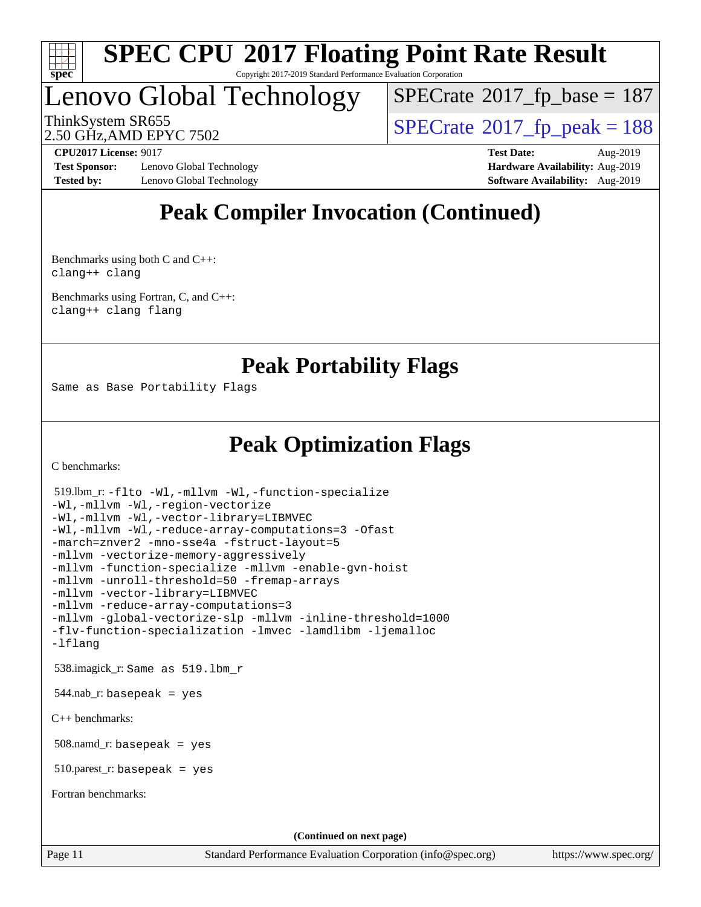# Peak Compiler Invocation (Continued)

Benchmarks using both C and C++:
```
clang++ clang
```

Benchmarks using Fortran, C, and C++:
```
clang++ clang flang
```

# Peak Portability Flags

Same as Base Portability Flags

# Peak Optimization Flags

C benchmarks:

519.lbm_r:
```
-flto -Wl,-mllvm -Wl,-function-specialize
-Wl,-mllvm -Wl,-region-vectorize
-Wl,-mllvm -Wl,-vector-library=LIBMVEC
-Wl,-mllvm -Wl,-reduce-array-computations=3 -Ofast
-march=znver2 -mno-sse4a -fstruct-layout=5
-mllvm -vectorize-memory-aggressively
-mllvm -function-specialize -mllvm -enable-gvn-hoist
-mllvm -unroll-threshold=50 -fremap-arrays
-mllvm -vector-library=LIBMVEC
-mllvm -reduce-array-computations=3
-mllvm -global-vectorize-slp -mllvm -inline-threshold=1000
-flv-function-specialization -lmvec -lamdlibm -ljemalloc
-lflang
```

538.imagick_r: Same as 519.lbm_r

544.nab_r: basepeak = yes

C++ benchmarks:

508.namd_r: basepeak = yes

510.parest_r: basepeak = yes

Fortran benchmarks:

(Continued on next page)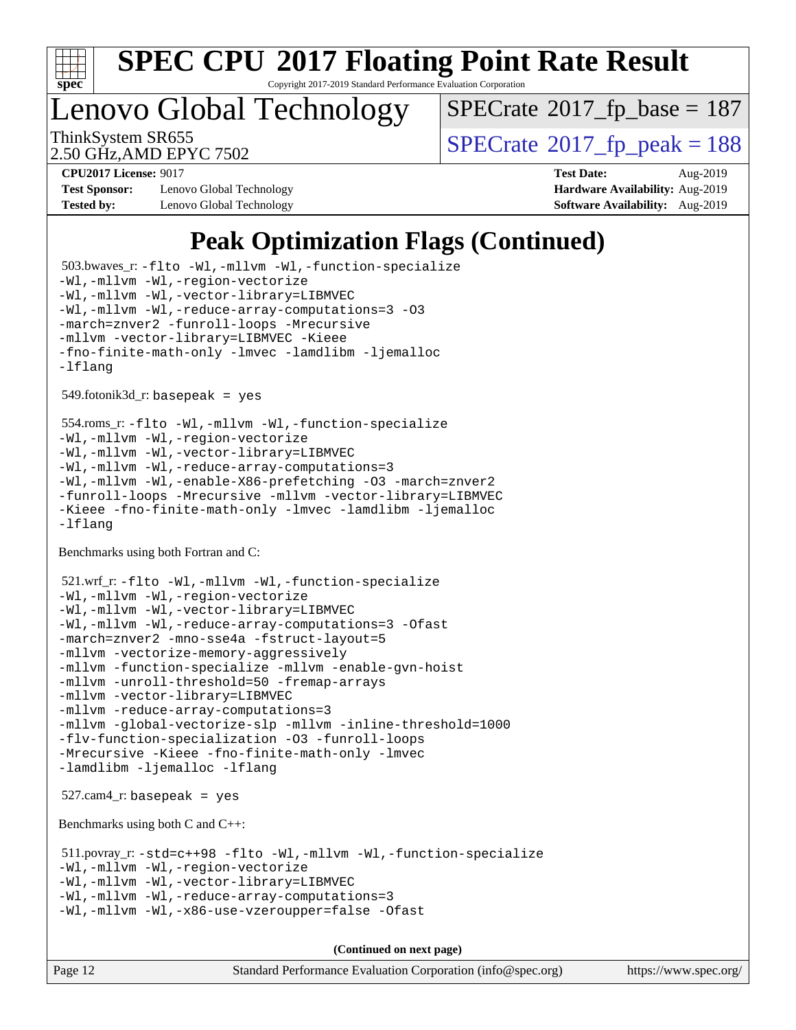# SPEC CPU 2017 Floating Point Rate Result

Copyright 2017-2019 Standard Performance Evaluation Corporation

## Lenovo Global Technology

ThinkSystem SR655
2.50 GHz,AMD EPYC 7502

SPECrate 2017_fp_base = 187
SPECrate 2017_fp_peak = 188

**CPU2017 License:** 9017
**Test Sponsor:** Lenovo Global Technology
**Tested by:** Lenovo Global Technology

**Test Date:** Aug-2019
**Hardware Availability:** Aug-2019
**Software Availability:** Aug-2019

## Peak Optimization Flags (Continued)

503.bwaves_r: -flto -Wl,-mllvm -Wl,-function-specialize -Wl,-mllvm -Wl,-region-vectorize -Wl,-mllvm -Wl,-vector-library=LIBMVEC -Wl,-mllvm -Wl,-reduce-array-computations=3 -O3 -march=znver2 -funroll-loops -Mrecursive -mllvm -vector-library=LIBMVEC -Kieee -fno-finite-math-only -lmvec -lamdlibm -ljemalloc -lflang

549.fotonik3d_r: basepeak = yes

554.roms_r: -flto -Wl,-mllvm -Wl,-function-specialize -Wl,-mllvm -Wl,-region-vectorize -Wl,-mllvm -Wl,-vector-library=LIBMVEC -Wl,-mllvm -Wl,-reduce-array-computations=3 -Wl,-mllvm -Wl,-enable-X86-prefetching -O3 -march=znver2 -funroll-loops -Mrecursive -mllvm -vector-library=LIBMVEC -Kieee -fno-finite-math-only -lmvec -lamdlibm -ljemalloc -lflang

Benchmarks using both Fortran and C:

521.wrf_r: -flto -Wl,-mllvm -Wl,-function-specialize -Wl,-mllvm -Wl,-region-vectorize -Wl,-mllvm -Wl,-vector-library=LIBMVEC -Wl,-mllvm -Wl,-reduce-array-computations=3 -Ofast -march=znver2 -mno-sse4a -fstruct-layout=5 -mllvm -vectorize-memory-aggressively -mllvm -function-specialize -mllvm -enable-gvn-hoist -mllvm -unroll-threshold=50 -fremap-arrays -mllvm -vector-library=LIBMVEC -mllvm -reduce-array-computations=3 -mllvm -global-vectorize-slp -mllvm -inline-threshold=1000 -flv-function-specialization -O3 -funroll-loops -Mrecursive -Kieee -fno-finite-math-only -lmvec -lamdlibm -ljemalloc -lflang

527.cam4_r: basepeak = yes

Benchmarks using both C and C++:

511.povray_r: -std=c++98 -flto -Wl,-mllvm -Wl,-function-specialize -Wl,-mllvm -Wl,-region-vectorize -Wl,-mllvm -Wl,-vector-library=LIBMVEC -Wl,-mllvm -Wl,-reduce-array-computations=3 -Wl,-mllvm -Wl,-x86-use-vzeroupper=false -Ofast

**(Continued on next page)**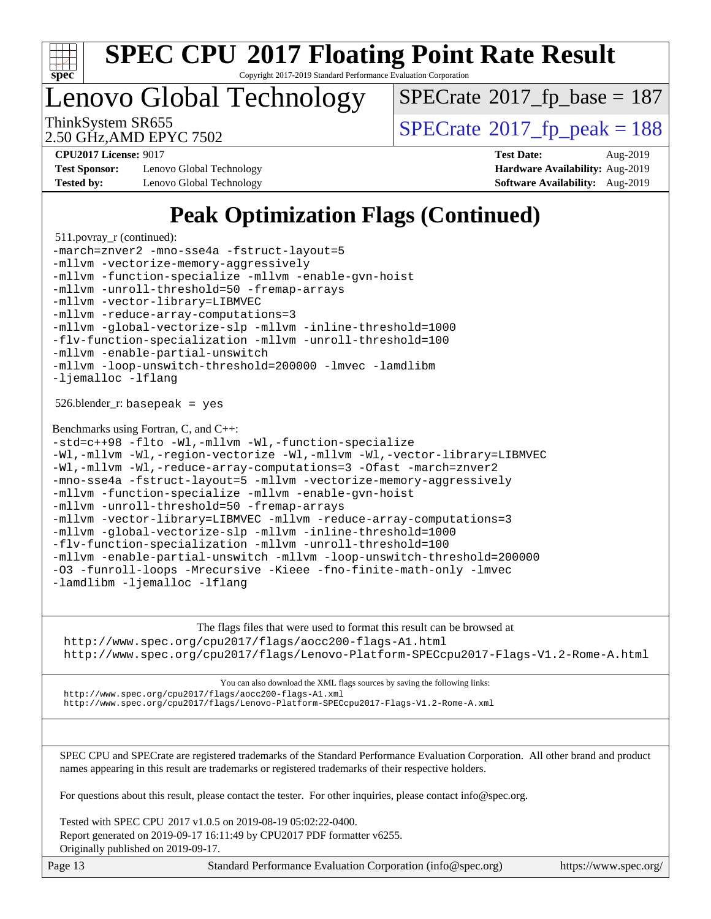# Peak Optimization Flags (Continued)

511.povray_r (continued):

```
-march=znver2 -mno-sse4a -fstruct-layout=5
-mllvm -vectorize-memory-aggressively
-mllvm -function-specialize -mllvm -enable-gvn-hoist
-mllvm -unroll-threshold=50 -fremap-arrays
-mllvm -vector-library=LIBMVEC
-mllvm -reduce-array-computations=3
-mllvm -global-vectorize-slp -mllvm -inline-threshold=1000
-flv-function-specialization -mllvm -unroll-threshold=100
-mllvm -enable-partial-unswitch
-mllvm -loop-unswitch-threshold=200000 -lmvec -lamdlibm
-ljemalloc -lflang
```

526.blender_r: basepeak = yes

Benchmarks using Fortran, C, and C++:

```
-std=c++98 -flto -Wl,-mllvm -Wl,-function-specialize
-Wl,-mllvm -Wl,-region-vectorize -Wl,-mllvm -Wl,-vector-library=LIBMVEC
-Wl,-mllvm -Wl,-reduce-array-computations=3 -Ofast -march=znver2
-mno-sse4a -fstruct-layout=5 -mllvm -vectorize-memory-aggressively
-mllvm -function-specialize -mllvm -enable-gvn-hoist
-mllvm -unroll-threshold=50 -fremap-arrays
-mllvm -vector-library=LIBMVEC -mllvm -reduce-array-computations=3
-mllvm -global-vectorize-slp -mllvm -inline-threshold=1000
-flv-function-specialization -mllvm -unroll-threshold=100
-mllvm -enable-partial-unswitch -mllvm -loop-unswitch-threshold=200000
-O3 -funroll-loops -Mrecursive -Kieee -fno-finite-math-only -lmvec
-lamdlibm -ljemalloc -lflang
```

The flags files that were used to format this result can be browsed at
http://www.spec.org/cpu2017/flags/aocc200-flags-A1.html
http://www.spec.org/cpu2017/flags/Lenovo-Platform-SPECcpu2017-Flags-V1.2-Rome-A.html

You can also download the XML flags sources by saving the following links:
http://www.spec.org/cpu2017/flags/aocc200-flags-A1.xml
http://www.spec.org/cpu2017/flags/Lenovo-Platform-SPECcpu2017-Flags-V1.2-Rome-A.xml

SPEC CPU and SPECrate are registered trademarks of the Standard Performance Evaluation Corporation. All other brand and product names appearing in this result are trademarks or registered trademarks of their respective holders.

For questions about this result, please contact the tester. For other inquiries, please contact info@spec.org.

Tested with SPEC CPU 2017 v1.0.5 on 2019-08-19 05:02:22-0400.
Report generated on 2019-09-17 16:11:49 by CPU2017 PDF formatter v6255.
Originally published on 2019-09-17.